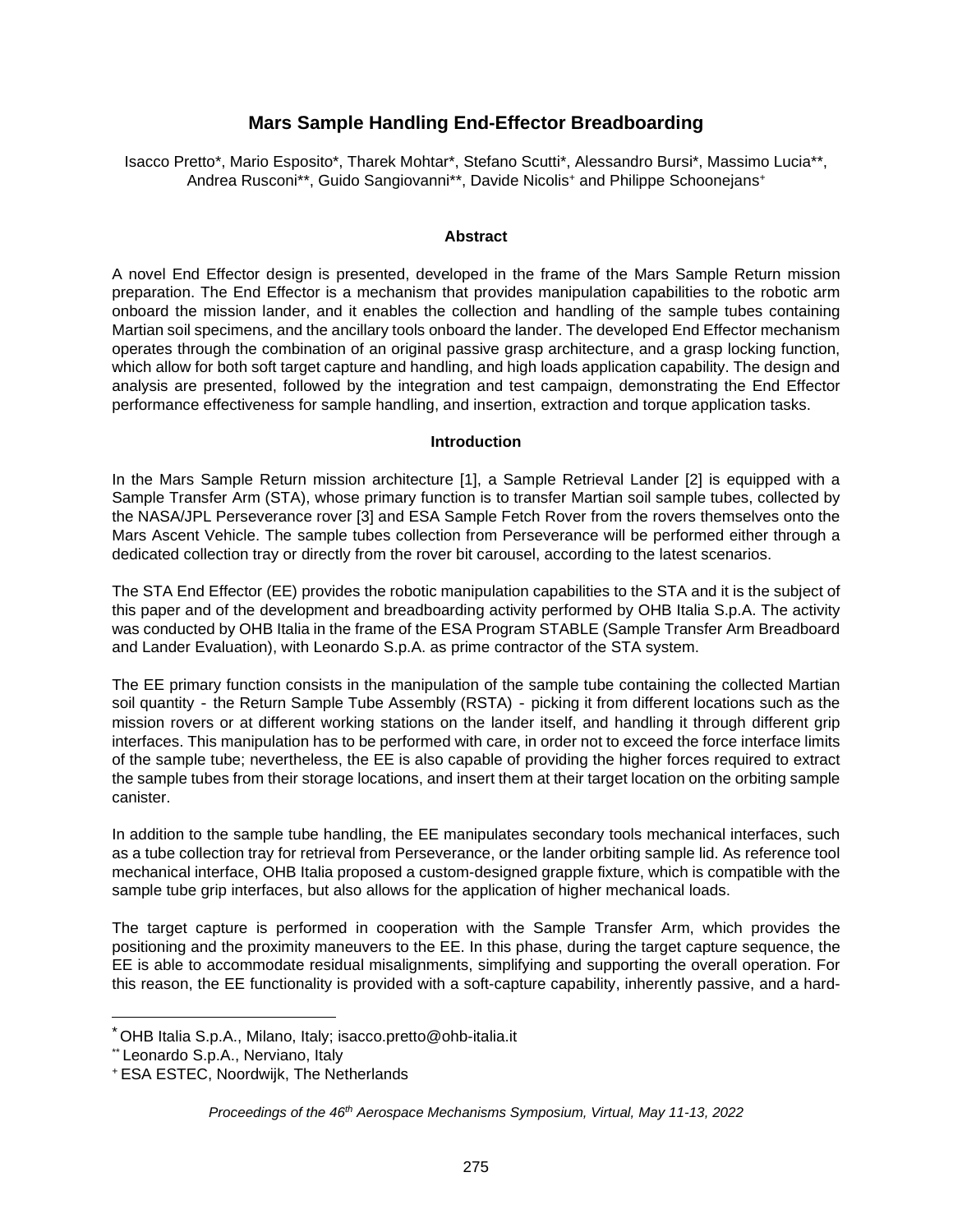# Mars Sample Handling End-Effector Breadboarding

Isacco Pretto*, Mario Esposito*, Tharek Mohtar*, Stefano Scutti*, Alessandro Bursi*, Massimo Lucia**, Andrea Rusconi**, Guido Sangiovanni**, Davide Nicolis+ and Philippe Schoonejans+

## Abstract

A novel End Effector design is presented, developed in the frame of the Mars Sample Return mission preparation. The End Effector is a mechanism that provides manipulation capabilities to the robotic arm onboard the mission lander, and it enables the collection and handling of the sample tubes containing Martian soil specimens, and the ancillary tools onboard the lander. The developed End Effector mechanism operates through the combination of an original passive grasp architecture, and a grasp locking function, which allow for both soft target capture and handling, and high loads application capability. The design and analysis are presented, followed by the integration and test campaign, demonstrating the End Effector performance effectiveness for sample handling, and insertion, extraction and torque application tasks.

## Introduction

In the Mars Sample Return mission architecture [1], a Sample Retrieval Lander [2] is equipped with a Sample Transfer Arm (STA), whose primary function is to transfer Martian soil sample tubes, collected by the NASA/JPL Perseverance rover [3] and ESA Sample Fetch Rover from the rovers themselves onto the Mars Ascent Vehicle. The sample tubes collection from Perseverance will be performed either through a dedicated collection tray or directly from the rover bit carousel, according to the latest scenarios.

The STA End Effector (EE) provides the robotic manipulation capabilities to the STA and it is the subject of this paper and of the development and breadboarding activity performed by OHB Italia S.p.A. The activity was conducted by OHB Italia in the frame of the ESA Program STABLE (Sample Transfer Arm Breadboard and Lander Evaluation), with Leonardo S.p.A. as prime contractor of the STA system.

The EE primary function consists in the manipulation of the sample tube containing the collected Martian soil quantity - the Return Sample Tube Assembly (RSTA) - picking it from different locations such as the mission rovers or at different working stations on the lander itself, and handling it through different grip interfaces. This manipulation has to be performed with care, in order not to exceed the force interface limits of the sample tube; nevertheless, the EE is also capable of providing the higher forces required to extract the sample tubes from their storage locations, and insert them at their target location on the orbiting sample canister.

In addition to the sample tube handling, the EE manipulates secondary tools mechanical interfaces, such as a tube collection tray for retrieval from Perseverance, or the lander orbiting sample lid. As reference tool mechanical interface, OHB Italia proposed a custom-designed grapple fixture, which is compatible with the sample tube grip interfaces, but also allows for the application of higher mechanical loads.

The target capture is performed in cooperation with the Sample Transfer Arm, which provides the positioning and the proximity maneuvers to the EE. In this phase, during the target capture sequence, the EE is able to accommodate residual misalignments, simplifying and supporting the overall operation. For this reason, the EE functionality is provided with a soft-capture capability, inherently passive, and a hard-

---

\* OHB Italia S.p.A., Milano, Italy; isacco.pretto@ohb-italia.it

\** Leonardo S.p.A., Nerviano, Italy

\+ ESA ESTEC, Noordwijk, The Netherlands

*Proceedings of the 46th Aerospace Mechanisms Symposium, Virtual, May 11-13, 2022*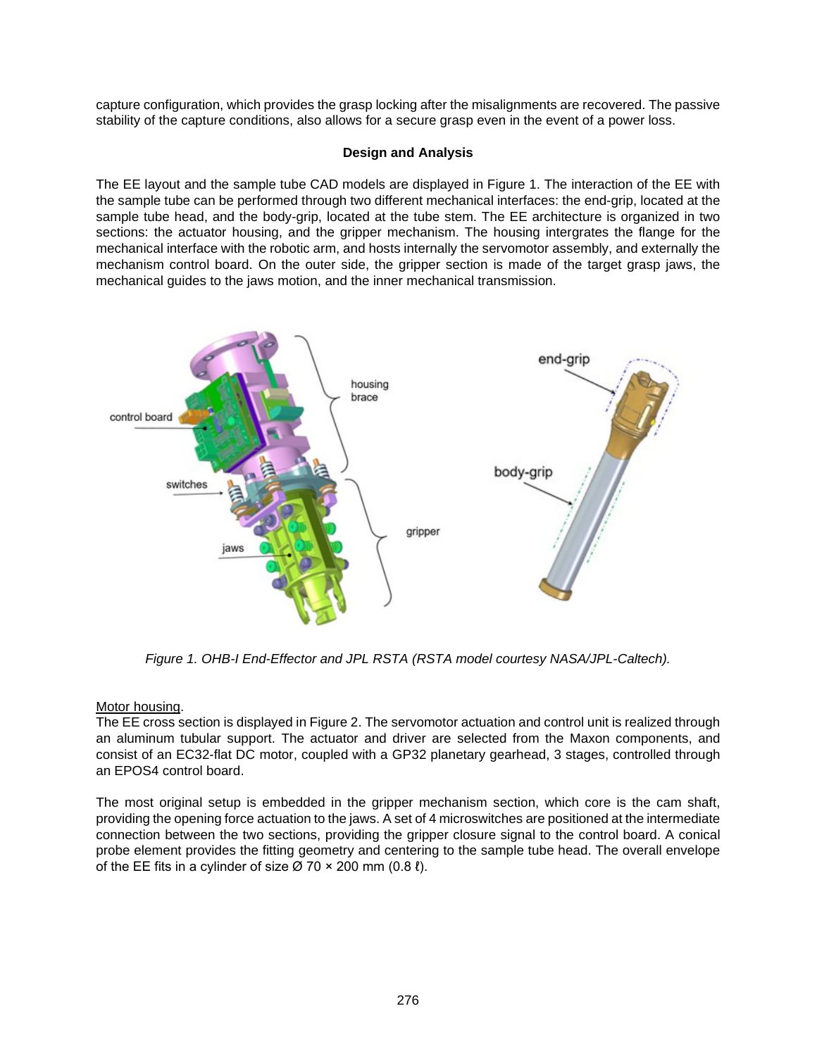capture configuration, which provides the grasp locking after the misalignments are recovered. The passive stability of the capture conditions, also allows for a secure grasp even in the event of a power loss.

## Design and Analysis

The EE layout and the sample tube CAD models are displayed in Figure 1. The interaction of the EE with the sample tube can be performed through two different mechanical interfaces: the end-grip, located at the sample tube head, and the body-grip, located at the tube stem. The EE architecture is organized in two sections: the actuator housing, and the gripper mechanism. The housing intergrates the flange for the mechanical interface with the robotic arm, and hosts internally the servomotor assembly, and externally the mechanism control board. On the outer side, the gripper section is made of the target grasp jaws, the mechanical guides to the jaws motion, and the inner mechanical transmission.

*Figure 1. OHB-I End-Effector and JPL RSTA (RSTA model courtesy NASA/JPL-Caltech).*

Motor housing.
The EE cross section is displayed in Figure 2. The servomotor actuation and control unit is realized through an aluminum tubular support. The actuator and driver are selected from the Maxon components, and consist of an EC32-flat DC motor, coupled with a GP32 planetary gearhead, 3 stages, controlled through an EPOS4 control board.

The most original setup is embedded in the gripper mechanism section, which core is the cam shaft, providing the opening force actuation to the jaws. A set of 4 microswitches are positioned at the intermediate connection between the two sections, providing the gripper closure signal to the control board. A conical probe element provides the fitting geometry and centering to the sample tube head. The overall envelope of the EE fits in a cylinder of size Ø 70 × 200 mm (0.8 ℓ).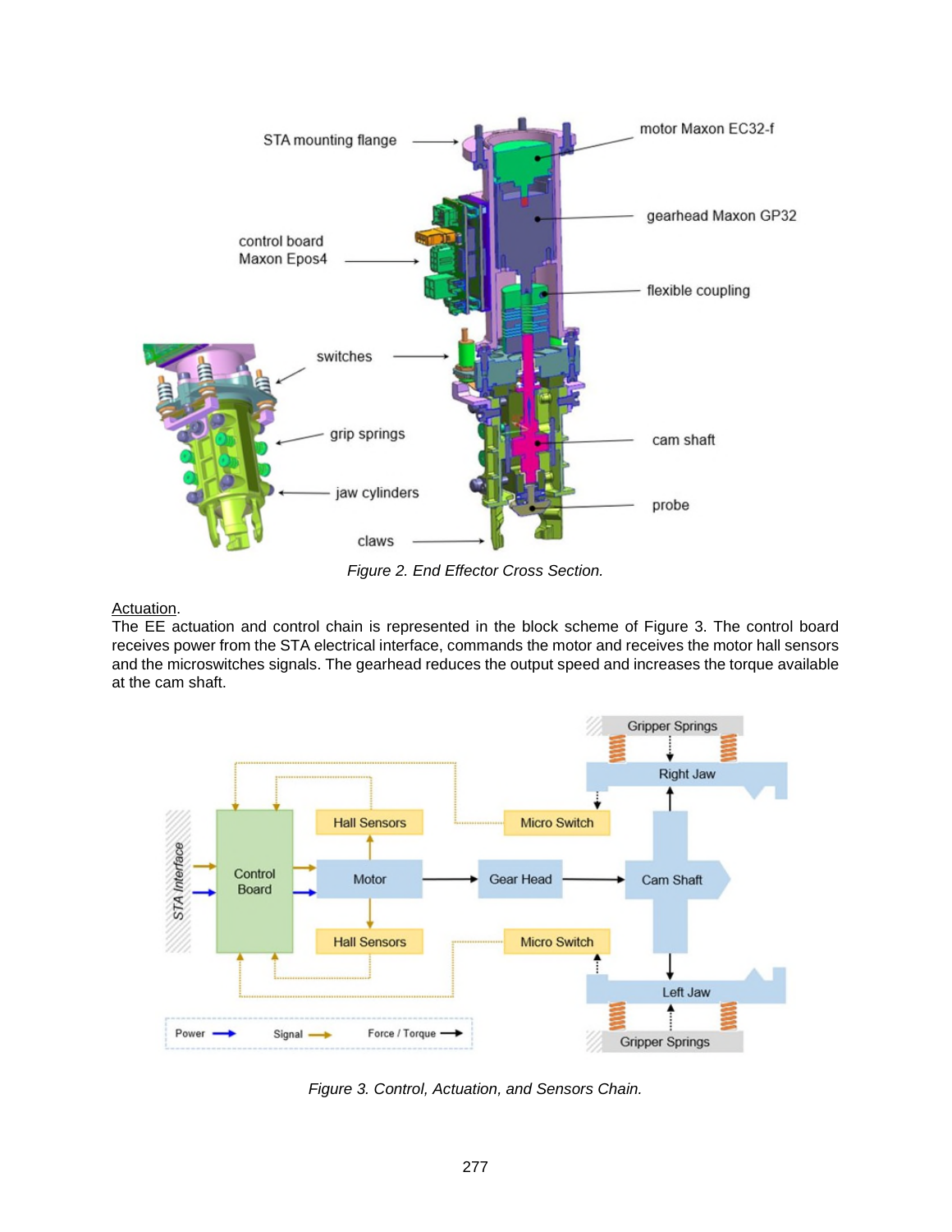Figure 2. End Effector Cross Section.

Actuation.

The EE actuation and control chain is represented in the block scheme of Figure 3. The control board receives power from the STA electrical interface, commands the motor and receives the motor hall sensors and the microswitches signals. The gearhead reduces the output speed and increases the torque available at the cam shaft.

Figure 3. Control, Actuation, and Sensors Chain.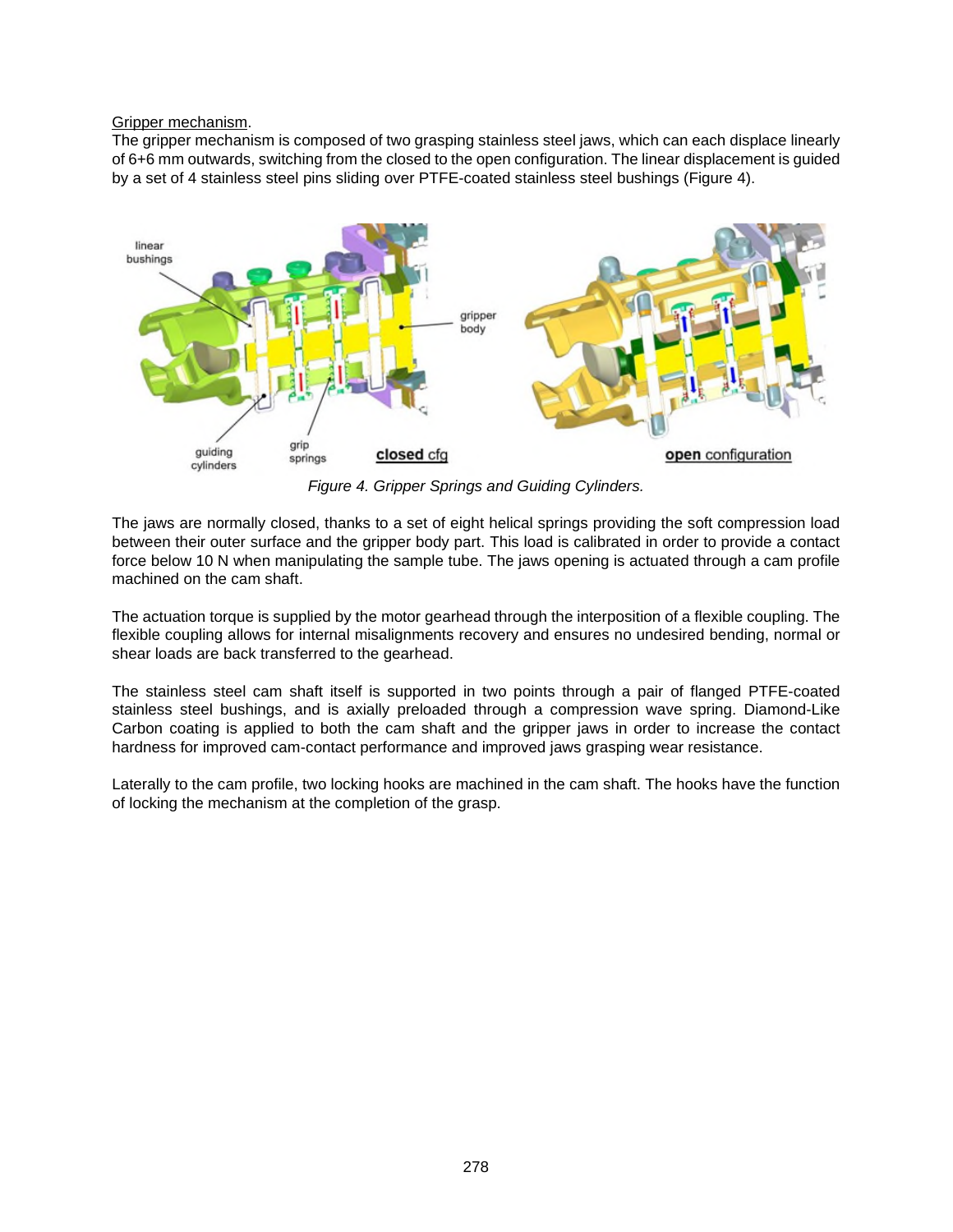Gripper mechanism.

The gripper mechanism is composed of two grasping stainless steel jaws, which can each displace linearly of 6+6 mm outwards, switching from the closed to the open configuration. The linear displacement is guided by a set of 4 stainless steel pins sliding over PTFE-coated stainless steel bushings (Figure 4).

*Figure 4. Gripper Springs and Guiding Cylinders.*

The jaws are normally closed, thanks to a set of eight helical springs providing the soft compression load between their outer surface and the gripper body part. This load is calibrated in order to provide a contact force below 10 N when manipulating the sample tube. The jaws opening is actuated through a cam profile machined on the cam shaft.

The actuation torque is supplied by the motor gearhead through the interposition of a flexible coupling. The flexible coupling allows for internal misalignments recovery and ensures no undesired bending, normal or shear loads are back transferred to the gearhead.

The stainless steel cam shaft itself is supported in two points through a pair of flanged PTFE-coated stainless steel bushings, and is axially preloaded through a compression wave spring. Diamond-Like Carbon coating is applied to both the cam shaft and the gripper jaws in order to increase the contact hardness for improved cam-contact performance and improved jaws grasping wear resistance.

Laterally to the cam profile, two locking hooks are machined in the cam shaft. The hooks have the function of locking the mechanism at the completion of the grasp.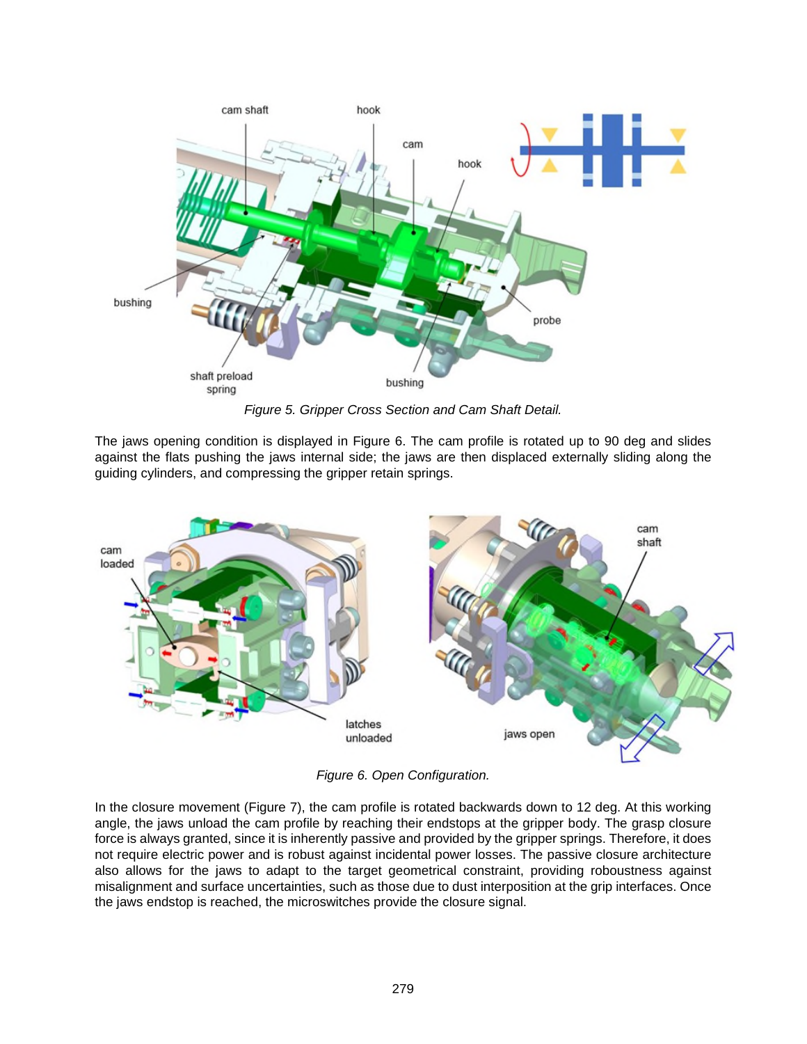Figure 5. Gripper Cross Section and Cam Shaft Detail.

The jaws opening condition is displayed in Figure 6. The cam profile is rotated up to 90 deg and slides against the flats pushing the jaws internal side; the jaws are then displaced externally sliding along the guiding cylinders, and compressing the gripper retain springs.

Figure 6. Open Configuration.

In the closure movement (Figure 7), the cam profile is rotated backwards down to 12 deg. At this working angle, the jaws unload the cam profile by reaching their endstops at the gripper body. The grasp closure force is always granted, since it is inherently passive and provided by the gripper springs. Therefore, it does not require electric power and is robust against incidental power losses. The passive closure architecture also allows for the jaws to adapt to the target geometrical constraint, providing roboustness against misalignment and surface uncertainties, such as those due to dust interposition at the grip interfaces. Once the jaws endstop is reached, the microswitches provide the closure signal.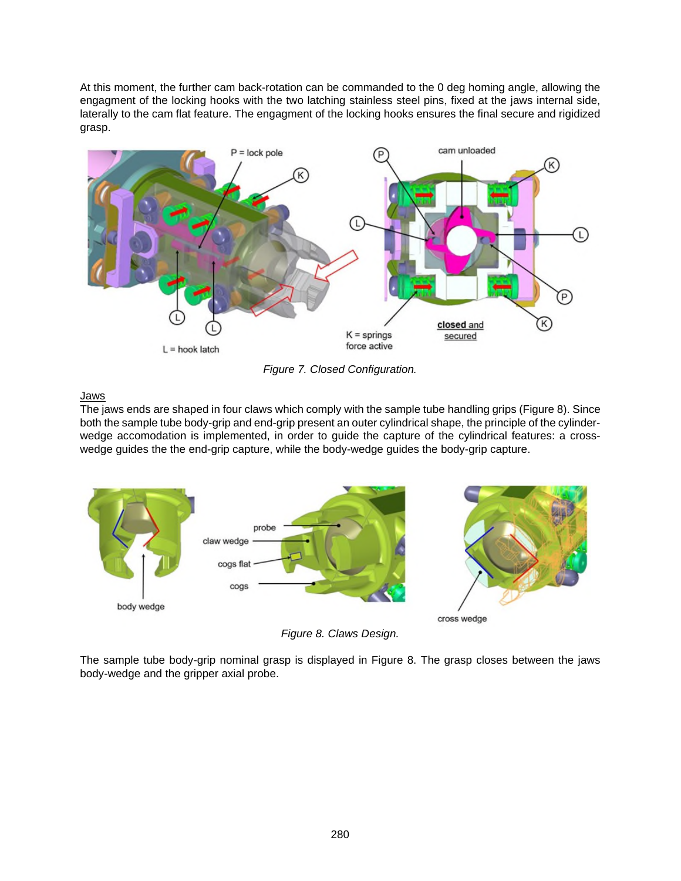At this moment, the further cam back-rotation can be commanded to the 0 deg homing angle, allowing the engagment of the locking hooks with the two latching stainless steel pins, fixed at the jaws internal side, laterally to the cam flat feature. The engagment of the locking hooks ensures the final secure and rigidized grasp.

*Figure 7. Closed Configuration.*

Jaws

The jaws ends are shaped in four claws which comply with the sample tube handling grips (Figure 8). Since both the sample tube body-grip and end-grip present an outer cylindrical shape, the principle of the cylinder-wedge accomodation is implemented, in order to guide the capture of the cylindrical features: a cross-wedge guides the the end-grip capture, while the body-wedge guides the body-grip capture.

*Figure 8. Claws Design.*

The sample tube body-grip nominal grasp is displayed in Figure 8. The grasp closes between the jaws body-wedge and the gripper axial probe.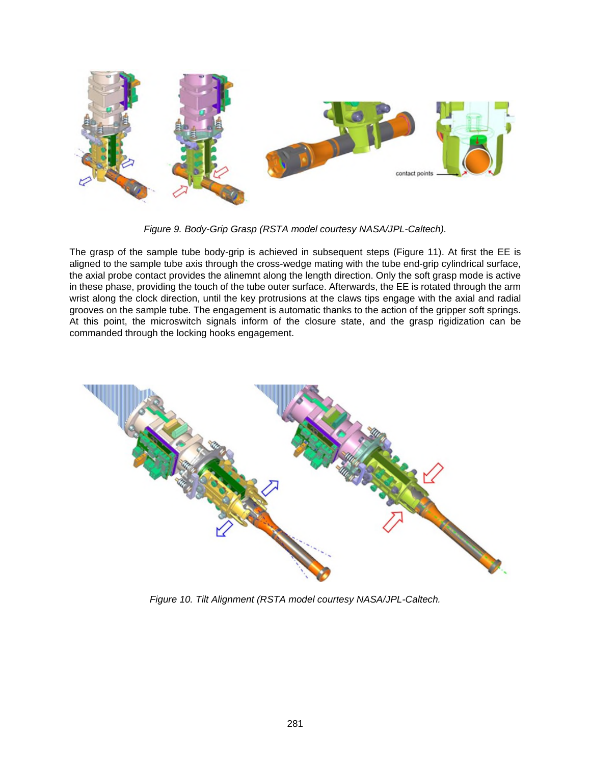Figure 9. Body-Grip Grasp (RSTA model courtesy NASA/JPL-Caltech).

The grasp of the sample tube body-grip is achieved in subsequent steps (Figure 11). At first the EE is aligned to the sample tube axis through the cross-wedge mating with the tube end-grip cylindrical surface, the axial probe contact provides the alinemnt along the length direction. Only the soft grasp mode is active in these phase, providing the touch of the tube outer surface. Afterwards, the EE is rotated through the arm wrist along the clock direction, until the key protrusions at the claws tips engage with the axial and radial grooves on the sample tube. The engagement is automatic thanks to the action of the gripper soft springs. At this point, the microswitch signals inform of the closure state, and the grasp rigidization can be commanded through the locking hooks engagement.

Figure 10. Tilt Alignment (RSTA model courtesy NASA/JPL-Caltech.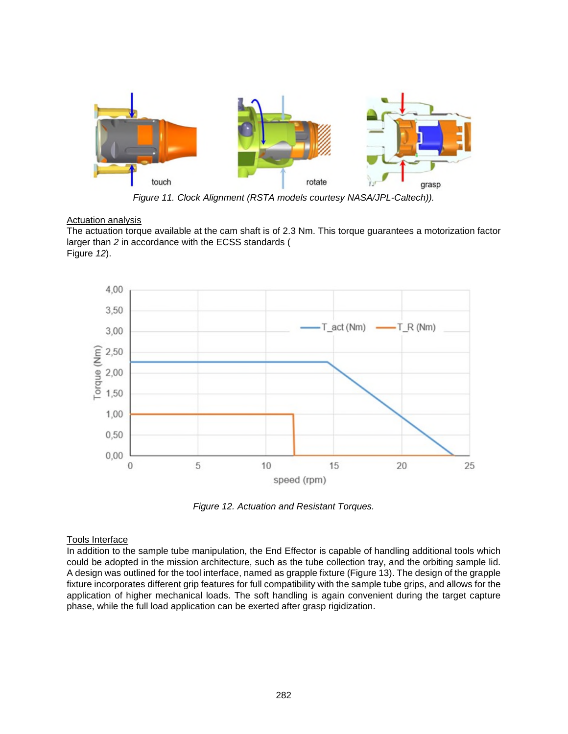Figure 11. Clock Alignment (RSTA models courtesy NASA/JPL-Caltech)).

Actuation analysis

The actuation torque available at the cam shaft is of 2.3 Nm. This torque guarantees a motorization factor larger than *2* in accordance with the ECSS standards (Figure *12*).

Figure 12. Actuation and Resistant Torques.

Tools Interface

In addition to the sample tube manipulation, the End Effector is capable of handling additional tools which could be adopted in the mission architecture, such as the tube collection tray, and the orbiting sample lid. A design was outlined for the tool interface, named as grapple fixture (Figure 13). The design of the grapple fixture incorporates different grip features for full compatibility with the sample tube grips, and allows for the application of higher mechanical loads. The soft handling is again convenient during the target capture phase, while the full load application can be exerted after grasp rigidization.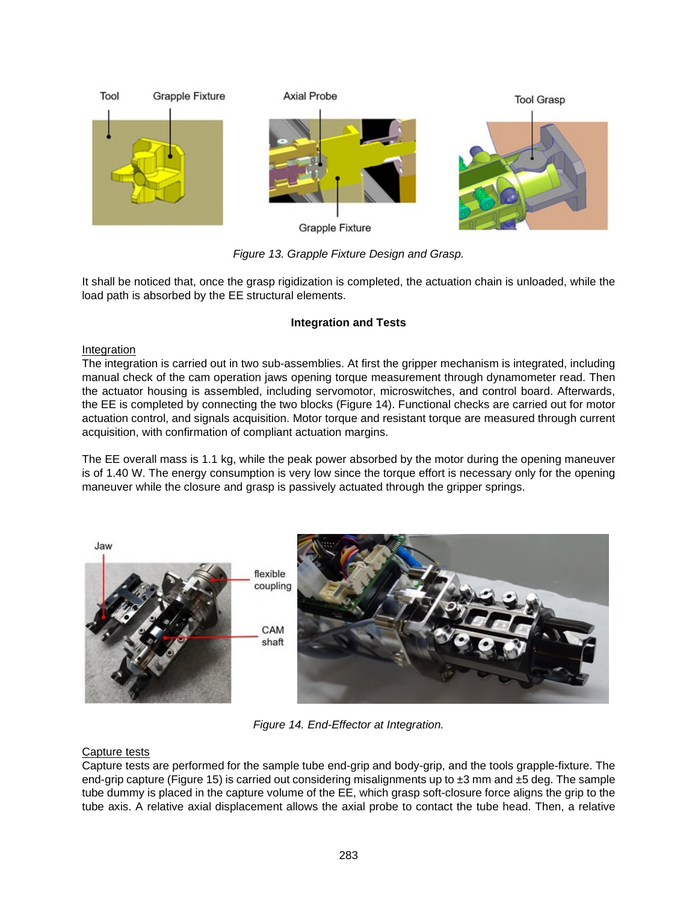*Figure 13. Grapple Fixture Design and Grasp.*

It shall be noticed that, once the grasp rigidization is completed, the actuation chain is unloaded, while the load path is absorbed by the EE structural elements.

### Integration and Tests

Integration

The integration is carried out in two sub-assemblies. At first the gripper mechanism is integrated, including manual check of the cam operation jaws opening torque measurement through dynamometer read. Then the actuator housing is assembled, including servomotor, microswitches, and control board. Afterwards, the EE is completed by connecting the two blocks (Figure 14). Functional checks are carried out for motor actuation control, and signals acquisition. Motor torque and resistant torque are measured through current acquisition, with confirmation of compliant actuation margins.

The EE overall mass is 1.1 kg, while the peak power absorbed by the motor during the opening maneuver is of 1.40 W. The energy consumption is very low since the torque effort is necessary only for the opening maneuver while the closure and grasp is passively actuated through the gripper springs.

*Figure 14. End-Effector at Integration.*

Capture tests

Capture tests are performed for the sample tube end-grip and body-grip, and the tools grapple-fixture. The end-grip capture (Figure 15) is carried out considering misalignments up to ±3 mm and ±5 deg. The sample tube dummy is placed in the capture volume of the EE, which grasp soft-closure force aligns the grip to the tube axis. A relative axial displacement allows the axial probe to contact the tube head. Then, a relative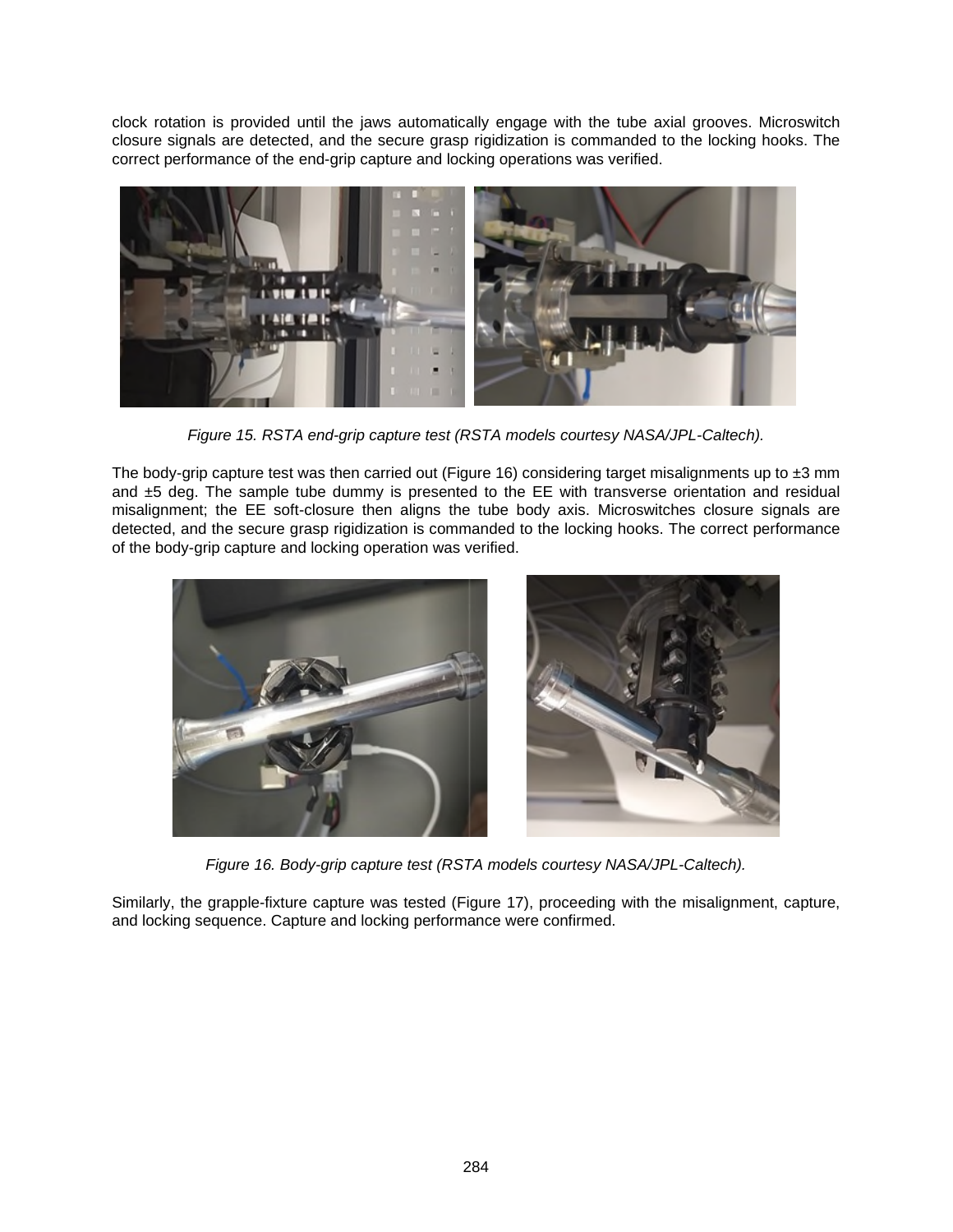clock rotation is provided until the jaws automatically engage with the tube axial grooves. Microswitch closure signals are detected, and the secure grasp rigidization is commanded to the locking hooks. The correct performance of the end-grip capture and locking operations was verified.

*Figure 15. RSTA end-grip capture test (RSTA models courtesy NASA/JPL-Caltech).*

The body-grip capture test was then carried out (Figure 16) considering target misalignments up to ±3 mm and ±5 deg. The sample tube dummy is presented to the EE with transverse orientation and residual misalignment; the EE soft-closure then aligns the tube body axis. Microswitches closure signals are detected, and the secure grasp rigidization is commanded to the locking hooks. The correct performance of the body-grip capture and locking operation was verified.

*Figure 16. Body-grip capture test (RSTA models courtesy NASA/JPL-Caltech).*

Similarly, the grapple-fixture capture was tested (Figure 17), proceeding with the misalignment, capture, and locking sequence. Capture and locking performance were confirmed.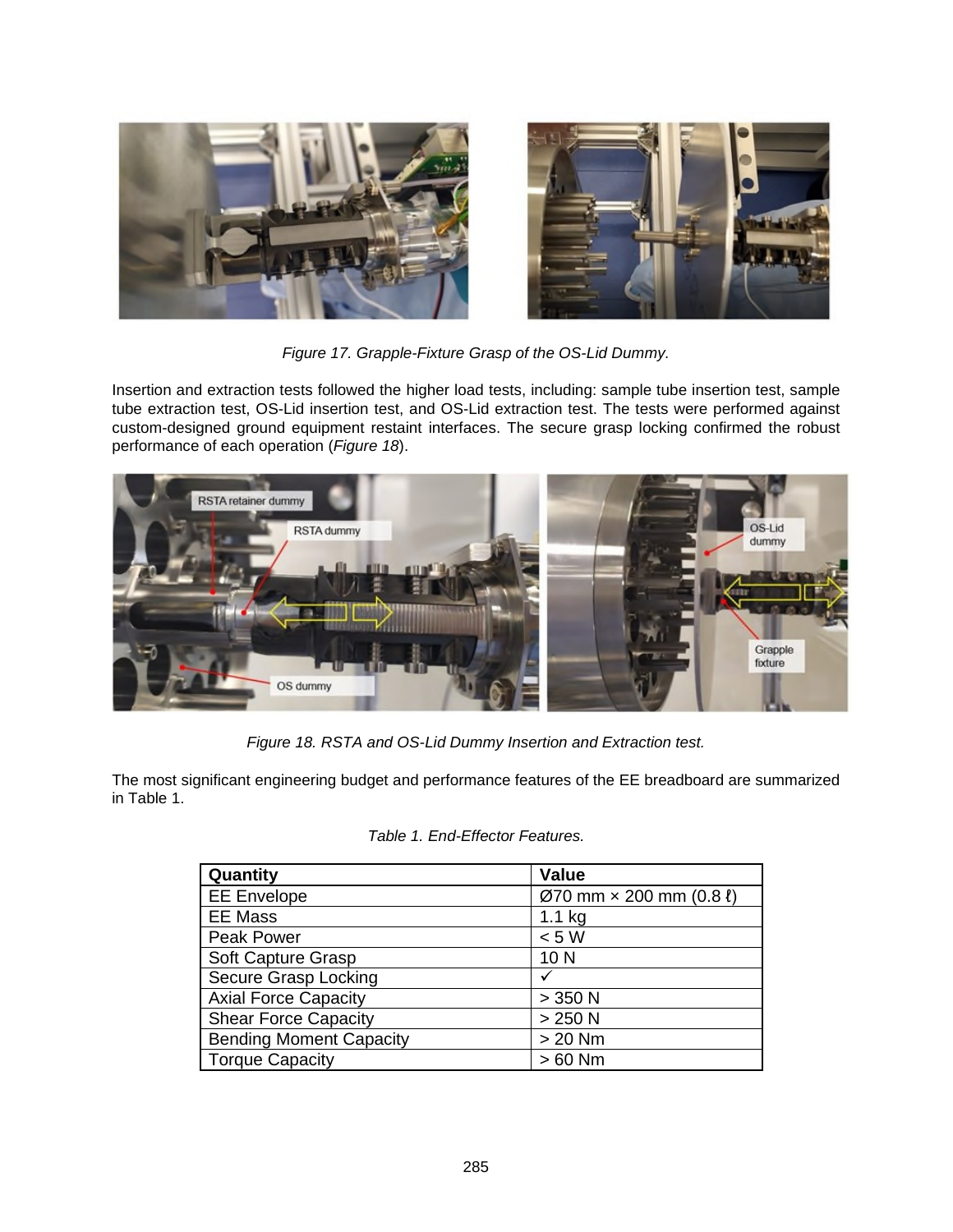Figure 17. Grapple-Fixture Grasp of the OS-Lid Dummy.

Insertion and extraction tests followed the higher load tests, including: sample tube insertion test, sample tube extraction test, OS-Lid insertion test, and OS-Lid extraction test. The tests were performed against custom-designed ground equipment restaint interfaces. The secure grasp locking confirmed the robust performance of each operation (*Figure 18*).

Figure 18. RSTA and OS-Lid Dummy Insertion and Extraction test.

The most significant engineering budget and performance features of the EE breadboard are summarized in Table 1.

Table 1. End-Effector Features.

| Quantity | Value |
| --- | --- |
| EE Envelope | Ø70 mm × 200 mm (0.8 ℓ) |
| EE Mass | 1.1 kg |
| Peak Power | < 5 W |
| Soft Capture Grasp | 10 N |
| Secure Grasp Locking | ✓ |
| Axial Force Capacity | > 350 N |
| Shear Force Capacity | > 250 N |
| Bending Moment Capacity | > 20 Nm |
| Torque Capacity | > 60 Nm |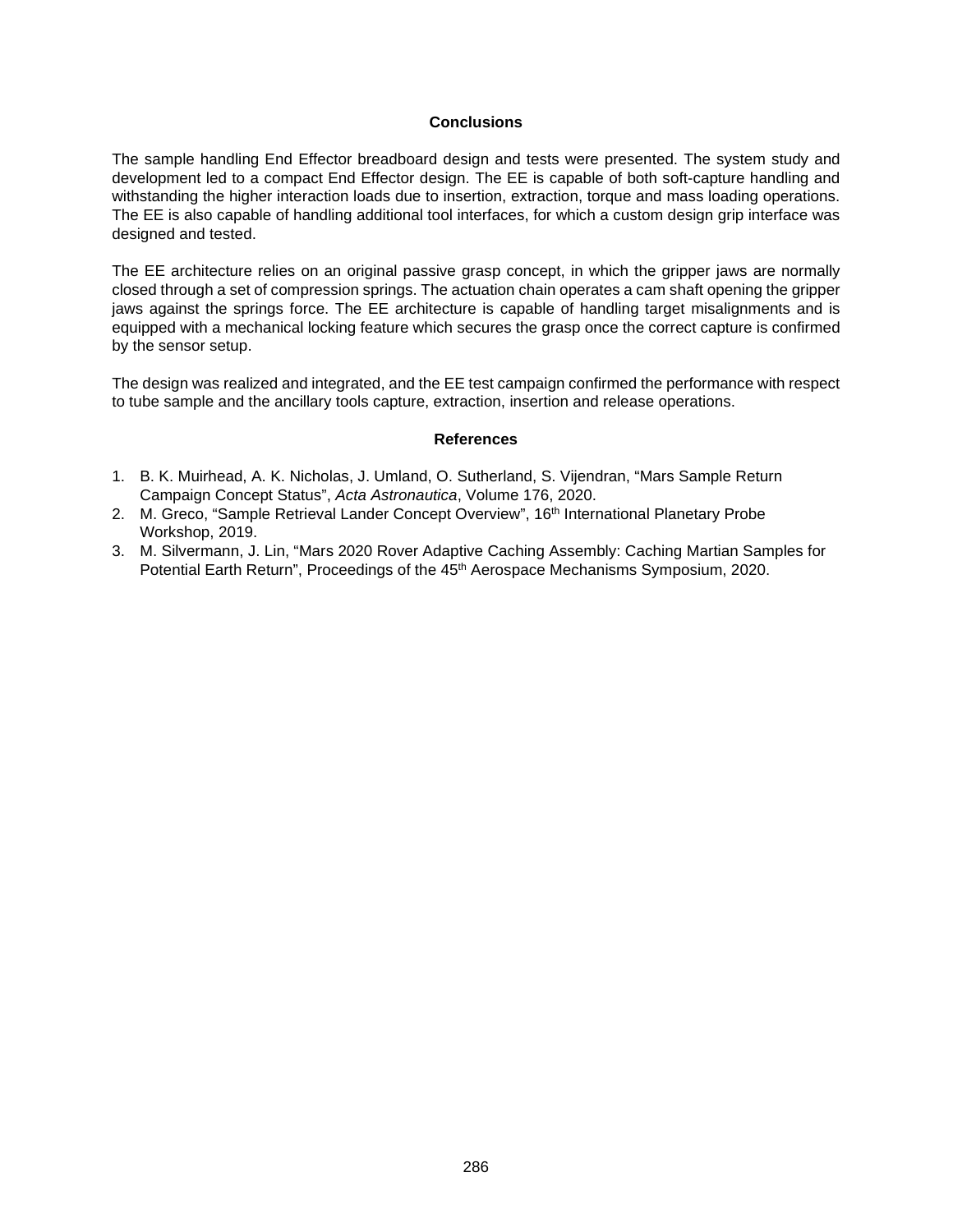## Conclusions

The sample handling End Effector breadboard design and tests were presented. The system study and development led to a compact End Effector design. The EE is capable of both soft-capture handling and withstanding the higher interaction loads due to insertion, extraction, torque and mass loading operations. The EE is also capable of handling additional tool interfaces, for which a custom design grip interface was designed and tested.

The EE architecture relies on an original passive grasp concept, in which the gripper jaws are normally closed through a set of compression springs. The actuation chain operates a cam shaft opening the gripper jaws against the springs force. The EE architecture is capable of handling target misalignments and is equipped with a mechanical locking feature which secures the grasp once the correct capture is confirmed by the sensor setup.

The design was realized and integrated, and the EE test campaign confirmed the performance with respect to tube sample and the ancillary tools capture, extraction, insertion and release operations.

## References

1. B. K. Muirhead, A. K. Nicholas, J. Umland, O. Sutherland, S. Vijendran, "Mars Sample Return Campaign Concept Status", *Acta Astronautica*, Volume 176, 2020.
2. M. Greco, "Sample Retrieval Lander Concept Overview", 16th International Planetary Probe Workshop, 2019.
3. M. Silvermann, J. Lin, "Mars 2020 Rover Adaptive Caching Assembly: Caching Martian Samples for Potential Earth Return", Proceedings of the 45th Aerospace Mechanisms Symposium, 2020.